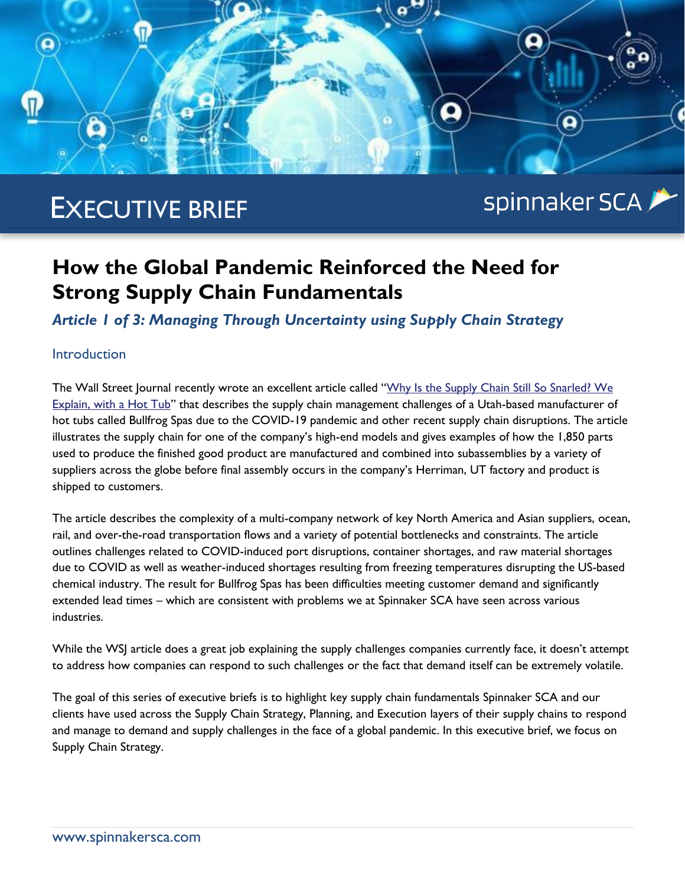EXECUTIVE BRIEF

spinnaker SCA

# How the Global Pandemic Reinforced the Need for Strong Supply Chain Fundamentals

## *Article 1 of 3: Managing Through Uncertainty using Supply Chain Strategy*

### Introduction

The Wall Street Journal recently wrote an excellent article called "Why Is the Supply Chain Still So Snarled? We Explain, with a Hot Tub" that describes the supply chain management challenges of a Utah-based manufacturer of hot tubs called Bullfrog Spas due to the COVID-19 pandemic and other recent supply chain disruptions. The article illustrates the supply chain for one of the company's high-end models and gives examples of how the 1,850 parts used to produce the finished good product are manufactured and combined into subassemblies by a variety of suppliers across the globe before final assembly occurs in the company's Herriman, UT factory and product is shipped to customers.

The article describes the complexity of a multi-company network of key North America and Asian suppliers, ocean, rail, and over-the-road transportation flows and a variety of potential bottlenecks and constraints. The article outlines challenges related to COVID-induced port disruptions, container shortages, and raw material shortages due to COVID as well as weather-induced shortages resulting from freezing temperatures disrupting the US-based chemical industry. The result for Bullfrog Spas has been difficulties meeting customer demand and significantly extended lead times – which are consistent with problems we at Spinnaker SCA have seen across various industries.

While the WSJ article does a great job explaining the supply challenges companies currently face, it doesn't attempt to address how companies can respond to such challenges or the fact that demand itself can be extremely volatile.

The goal of this series of executive briefs is to highlight key supply chain fundamentals Spinnaker SCA and our clients have used across the Supply Chain Strategy, Planning, and Execution layers of their supply chains to respond and manage to demand and supply challenges in the face of a global pandemic. In this executive brief, we focus on Supply Chain Strategy.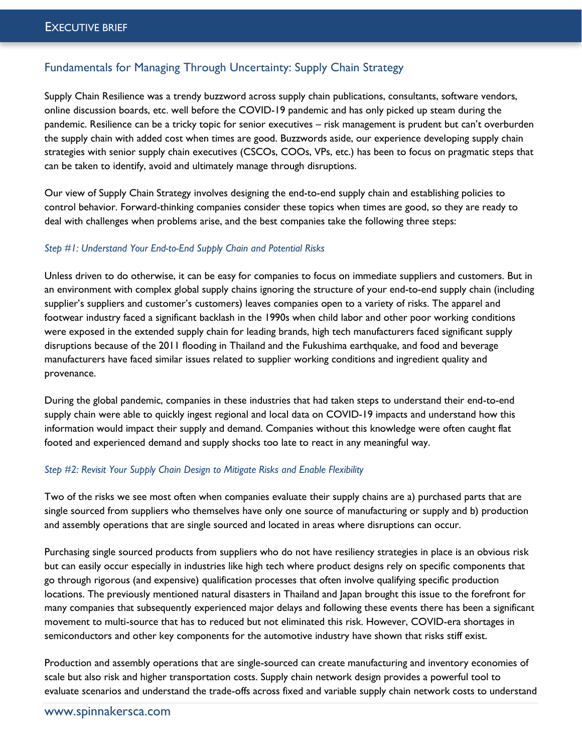## Fundamentals for Managing Through Uncertainty: Supply Chain Strategy

Supply Chain Resilience was a trendy buzzword across supply chain publications, consultants, software vendors, online discussion boards, etc. well before the COVID-19 pandemic and has only picked up steam during the pandemic. Resilience can be a tricky topic for senior executives – risk management is prudent but can't overburden the supply chain with added cost when times are good. Buzzwords aside, our experience developing supply chain strategies with senior supply chain executives (CSCOs, COOs, VPs, etc.) has been to focus on pragmatic steps that can be taken to identify, avoid and ultimately manage through disruptions.

Our view of Supply Chain Strategy involves designing the end-to-end supply chain and establishing policies to control behavior. Forward-thinking companies consider these topics when times are good, so they are ready to deal with challenges when problems arise, and the best companies take the following three steps:

### *Step #1: Understand Your End-to-End Supply Chain and Potential Risks*

Unless driven to do otherwise, it can be easy for companies to focus on immediate suppliers and customers. But in an environment with complex global supply chains ignoring the structure of your end-to-end supply chain (including supplier's suppliers and customer's customers) leaves companies open to a variety of risks. The apparel and footwear industry faced a significant backlash in the 1990s when child labor and other poor working conditions were exposed in the extended supply chain for leading brands, high tech manufacturers faced significant supply disruptions because of the 2011 flooding in Thailand and the Fukushima earthquake, and food and beverage manufacturers have faced similar issues related to supplier working conditions and ingredient quality and provenance.

During the global pandemic, companies in these industries that had taken steps to understand their end-to-end supply chain were able to quickly ingest regional and local data on COVID-19 impacts and understand how this information would impact their supply and demand. Companies without this knowledge were often caught flat footed and experienced demand and supply shocks too late to react in any meaningful way.

### *Step #2: Revisit Your Supply Chain Design to Mitigate Risks and Enable Flexibility*

Two of the risks we see most often when companies evaluate their supply chains are a) purchased parts that are single sourced from suppliers who themselves have only one source of manufacturing or supply and b) production and assembly operations that are single sourced and located in areas where disruptions can occur.

Purchasing single sourced products from suppliers who do not have resiliency strategies in place is an obvious risk but can easily occur especially in industries like high tech where product designs rely on specific components that go through rigorous (and expensive) qualification processes that often involve qualifying specific production locations. The previously mentioned natural disasters in Thailand and Japan brought this issue to the forefront for many companies that subsequently experienced major delays and following these events there has been a significant movement to multi-source that has to reduced but not eliminated this risk. However, COVID-era shortages in semiconductors and other key components for the automotive industry have shown that risks stiff exist.

Production and assembly operations that are single-sourced can create manufacturing and inventory economies of scale but also risk and higher transportation costs. Supply chain network design provides a powerful tool to evaluate scenarios and understand the trade-offs across fixed and variable supply chain network costs to understand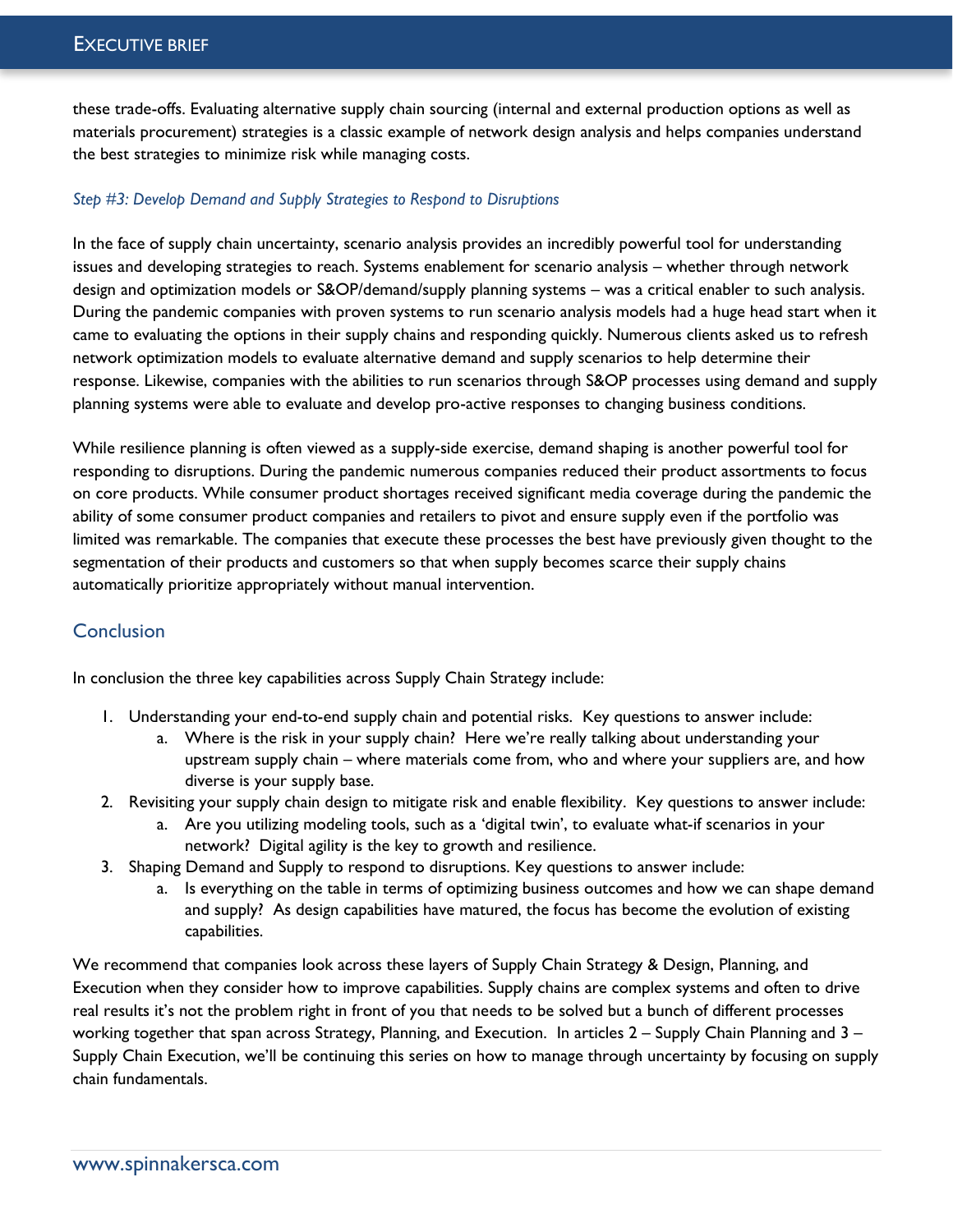these trade-offs. Evaluating alternative supply chain sourcing (internal and external production options as well as materials procurement) strategies is a classic example of network design analysis and helps companies understand the best strategies to minimize risk while managing costs.

### *Step #3: Develop Demand and Supply Strategies to Respond to Disruptions*

In the face of supply chain uncertainty, scenario analysis provides an incredibly powerful tool for understanding issues and developing strategies to reach. Systems enablement for scenario analysis – whether through network design and optimization models or S&OP/demand/supply planning systems – was a critical enabler to such analysis. During the pandemic companies with proven systems to run scenario analysis models had a huge head start when it came to evaluating the options in their supply chains and responding quickly. Numerous clients asked us to refresh network optimization models to evaluate alternative demand and supply scenarios to help determine their response. Likewise, companies with the abilities to run scenarios through S&OP processes using demand and supply planning systems were able to evaluate and develop pro-active responses to changing business conditions.

While resilience planning is often viewed as a supply-side exercise, demand shaping is another powerful tool for responding to disruptions. During the pandemic numerous companies reduced their product assortments to focus on core products. While consumer product shortages received significant media coverage during the pandemic the ability of some consumer product companies and retailers to pivot and ensure supply even if the portfolio was limited was remarkable. The companies that execute these processes the best have previously given thought to the segmentation of their products and customers so that when supply becomes scarce their supply chains automatically prioritize appropriately without manual intervention.

## Conclusion

In conclusion the three key capabilities across Supply Chain Strategy include:

1. Understanding your end-to-end supply chain and potential risks. Key questions to answer include:
   a. Where is the risk in your supply chain? Here we're really talking about understanding your upstream supply chain – where materials come from, who and where your suppliers are, and how diverse is your supply base.
2. Revisiting your supply chain design to mitigate risk and enable flexibility. Key questions to answer include:
   a. Are you utilizing modeling tools, such as a 'digital twin', to evaluate what-if scenarios in your network? Digital agility is the key to growth and resilience.
3. Shaping Demand and Supply to respond to disruptions. Key questions to answer include:
   a. Is everything on the table in terms of optimizing business outcomes and how we can shape demand and supply? As design capabilities have matured, the focus has become the evolution of existing capabilities.

We recommend that companies look across these layers of Supply Chain Strategy & Design, Planning, and Execution when they consider how to improve capabilities. Supply chains are complex systems and often to drive real results it's not the problem right in front of you that needs to be solved but a bunch of different processes working together that span across Strategy, Planning, and Execution. In articles 2 – Supply Chain Planning and 3 – Supply Chain Execution, we'll be continuing this series on how to manage through uncertainty by focusing on supply chain fundamentals.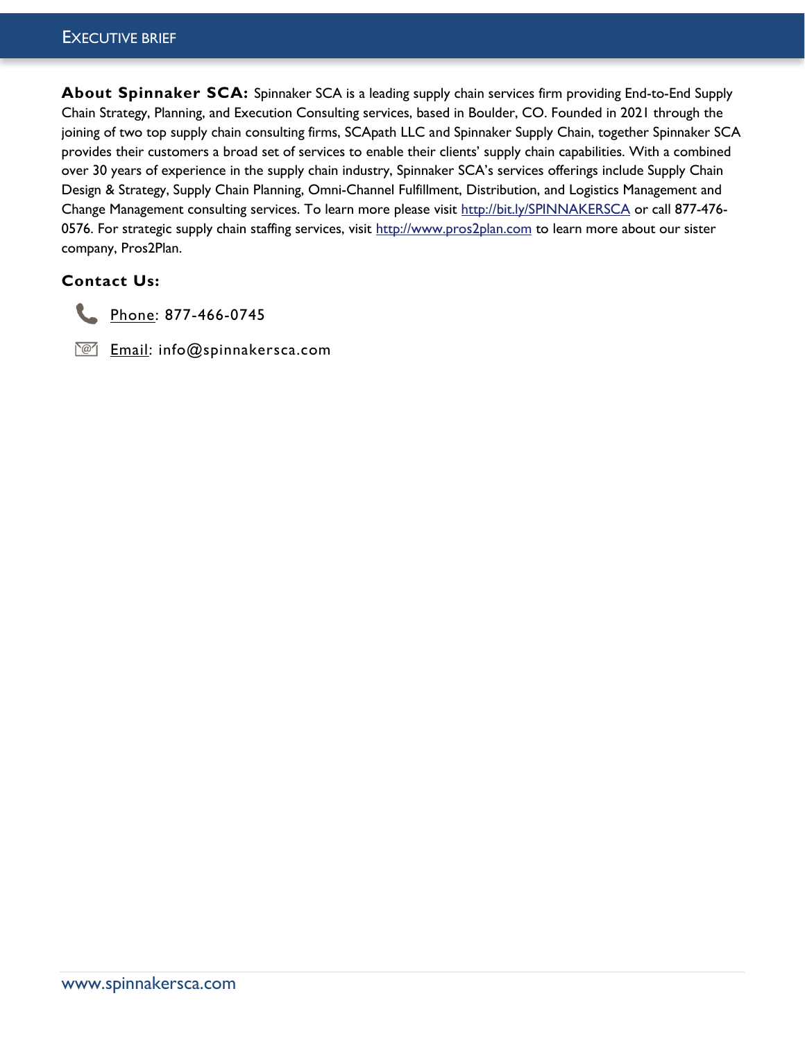**About Spinnaker SCA:** Spinnaker SCA is a leading supply chain services firm providing End-to-End Supply Chain Strategy, Planning, and Execution Consulting services, based in Boulder, CO. Founded in 2021 through the joining of two top supply chain consulting firms, SCApath LLC and Spinnaker Supply Chain, together Spinnaker SCA provides their customers a broad set of services to enable their clients' supply chain capabilities. With a combined over 30 years of experience in the supply chain industry, Spinnaker SCA's services offerings include Supply Chain Design & Strategy, Supply Chain Planning, Omni-Channel Fulfillment, Distribution, and Logistics Management and Change Management consulting services. To learn more please visit http://bit.ly/SPINNAKERSCA or call 877-476-0576. For strategic supply chain staffing services, visit http://www.pros2plan.com to learn more about our sister company, Pros2Plan.

**Contact Us:**

Phone: 877-466-0745

Email: info@spinnakersca.com